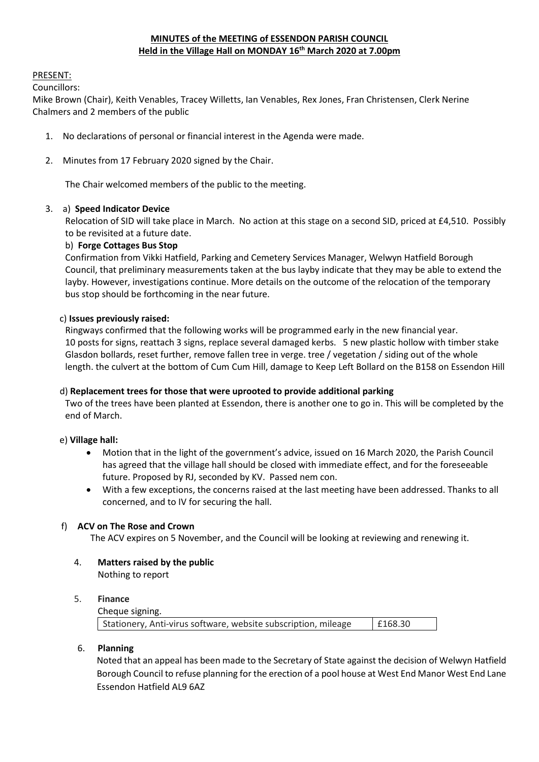**MINUTES of the MEETING of ESSENDON PARISH COUNCIL**
**Held in the Village Hall on MONDAY 16th March 2020 at 7.00pm**

PRESENT:

Councillors:

Mike Brown (Chair), Keith Venables, Tracey Willetts, Ian Venables, Rex Jones, Fran Christensen, Clerk Nerine Chalmers and 2 members of the public

1. No declarations of personal or financial interest in the Agenda were made.

2. Minutes from 17 February 2020 signed by the Chair.

   The Chair welcomed members of the public to the meeting.

3. a) **Speed Indicator Device**

   Relocation of SID will take place in March. No action at this stage on a second SID, priced at £4,510. Possibly to be revisited at a future date.

   b) **Forge Cottages Bus Stop**

   Confirmation from Vikki Hatfield, Parking and Cemetery Services Manager, Welwyn Hatfield Borough Council, that preliminary measurements taken at the bus layby indicate that they may be able to extend the layby. However, investigations continue. More details on the outcome of the relocation of the temporary bus stop should be forthcoming in the near future.

   c) **Issues previously raised:**

   Ringways confirmed that the following works will be programmed early in the new financial year. 10 posts for signs, reattach 3 signs, replace several damaged kerbs. 5 new plastic hollow with timber stake Glasdon bollards, reset further, remove fallen tree in verge. tree / vegetation / siding out of the whole length. the culvert at the bottom of Cum Cum Hill, damage to Keep Left Bollard on the B158 on Essendon Hill

   d) **Replacement trees for those that were uprooted to provide additional parking**

   Two of the trees have been planted at Essendon, there is another one to go in. This will be completed by the end of March.

   e) **Village hall:**

   - Motion that in the light of the government's advice, issued on 16 March 2020, the Parish Council has agreed that the village hall should be closed with immediate effect, and for the foreseeable future. Proposed by RJ, seconded by KV. Passed nem con.
   - With a few exceptions, the concerns raised at the last meeting have been addressed. Thanks to all concerned, and to IV for securing the hall.

   f) **ACV on The Rose and Crown**

   The ACV expires on 5 November, and the Council will be looking at reviewing and renewing it.

4. **Matters raised by the public**

   Nothing to report

5. **Finance**

   Cheque signing.

   | | |
   |---|---|
   | Stationery, Anti-virus software, website subscription, mileage | £168.30 |

6. **Planning**

   Noted that an appeal has been made to the Secretary of State against the decision of Welwyn Hatfield Borough Council to refuse planning for the erection of a pool house at West End Manor West End Lane Essendon Hatfield AL9 6AZ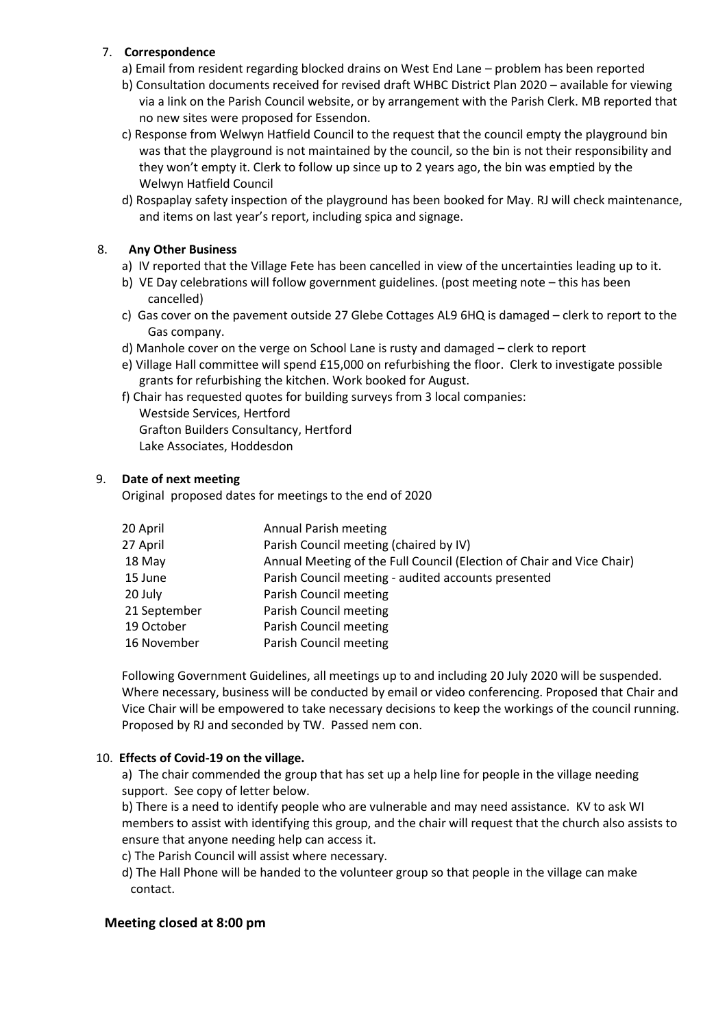7. **Correspondence**

   a) Email from resident regarding blocked drains on West End Lane – problem has been reported

   b) Consultation documents received for revised draft WHBC District Plan 2020 – available for viewing via a link on the Parish Council website, or by arrangement with the Parish Clerk. MB reported that no new sites were proposed for Essendon.

   c) Response from Welwyn Hatfield Council to the request that the council empty the playground bin was that the playground is not maintained by the council, so the bin is not their responsibility and they won't empty it. Clerk to follow up since up to 2 years ago, the bin was emptied by the Welwyn Hatfield Council

   d) Rospaplay safety inspection of the playground has been booked for May. RJ will check maintenance, and items on last year's report, including spica and signage.

8. **Any Other Business**

   a) IV reported that the Village Fete has been cancelled in view of the uncertainties leading up to it.

   b) VE Day celebrations will follow government guidelines. (post meeting note – this has been cancelled)

   c) Gas cover on the pavement outside 27 Glebe Cottages AL9 6HQ is damaged – clerk to report to the Gas company.

   d) Manhole cover on the verge on School Lane is rusty and damaged – clerk to report

   e) Village Hall committee will spend £15,000 on refurbishing the floor. Clerk to investigate possible grants for refurbishing the kitchen. Work booked for August.

   f) Chair has requested quotes for building surveys from 3 local companies:
   Westside Services, Hertford
   Grafton Builders Consultancy, Hertford
   Lake Associates, Hoddesdon

9. **Date of next meeting**

   Original proposed dates for meetings to the end of 2020

| | |
|---|---|
| 20 April | Annual Parish meeting |
| 27 April | Parish Council meeting (chaired by IV) |
| 18 May | Annual Meeting of the Full Council (Election of Chair and Vice Chair) |
| 15 June | Parish Council meeting - audited accounts presented |
| 20 July | Parish Council meeting |
| 21 September | Parish Council meeting |
| 19 October | Parish Council meeting |
| 16 November | Parish Council meeting |

   Following Government Guidelines, all meetings up to and including 20 July 2020 will be suspended. Where necessary, business will be conducted by email or video conferencing. Proposed that Chair and Vice Chair will be empowered to take necessary decisions to keep the workings of the council running. Proposed by RJ and seconded by TW. Passed nem con.

10. **Effects of Covid-19 on the village.**

   a) The chair commended the group that has set up a help line for people in the village needing support. See copy of letter below.

   b) There is a need to identify people who are vulnerable and may need assistance. KV to ask WI members to assist with identifying this group, and the chair will request that the church also assists to ensure that anyone needing help can access it.

   c) The Parish Council will assist where necessary.

   d) The Hall Phone will be handed to the volunteer group so that people in the village can make contact.

**Meeting closed at 8:00 pm**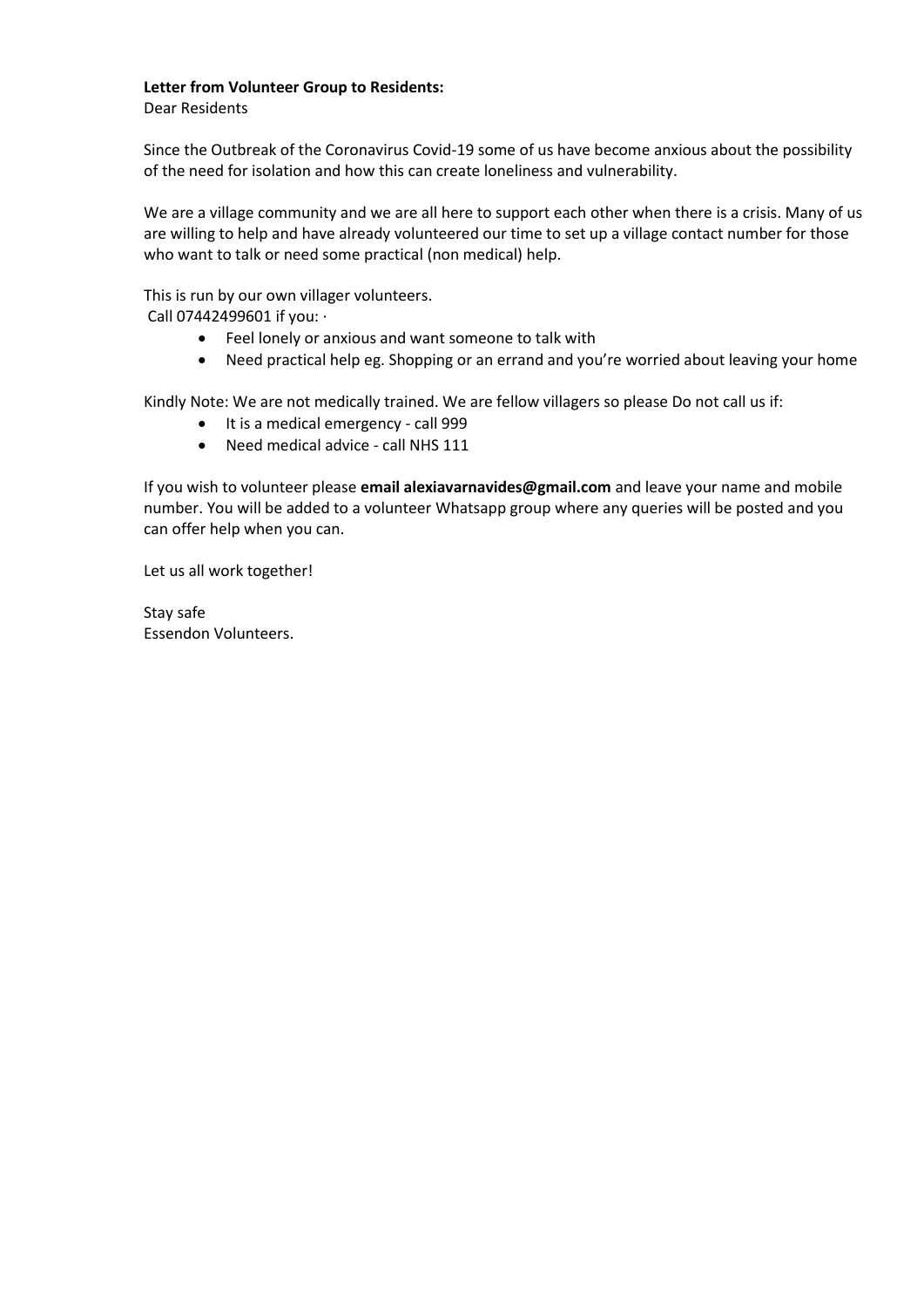**Letter from Volunteer Group to Residents:**
Dear Residents

Since the Outbreak of the Coronavirus Covid-19 some of us have become anxious about the possibility of the need for isolation and how this can create loneliness and vulnerability.

We are a village community and we are all here to support each other when there is a crisis. Many of us are willing to help and have already volunteered our time to set up a village contact number for those who want to talk or need some practical (non medical) help.

This is run by our own villager volunteers.
Call 07442499601 if you: ·

- Feel lonely or anxious and want someone to talk with
- Need practical help eg. Shopping or an errand and you're worried about leaving your home

Kindly Note: We are not medically trained. We are fellow villagers so please Do not call us if:

- It is a medical emergency - call 999
- Need medical advice - call NHS 111

If you wish to volunteer please **email alexiavarnavides@gmail.com** and leave your name and mobile number. You will be added to a volunteer Whatsapp group where any queries will be posted and you can offer help when you can.

Let us all work together!

Stay safe
Essendon Volunteers.